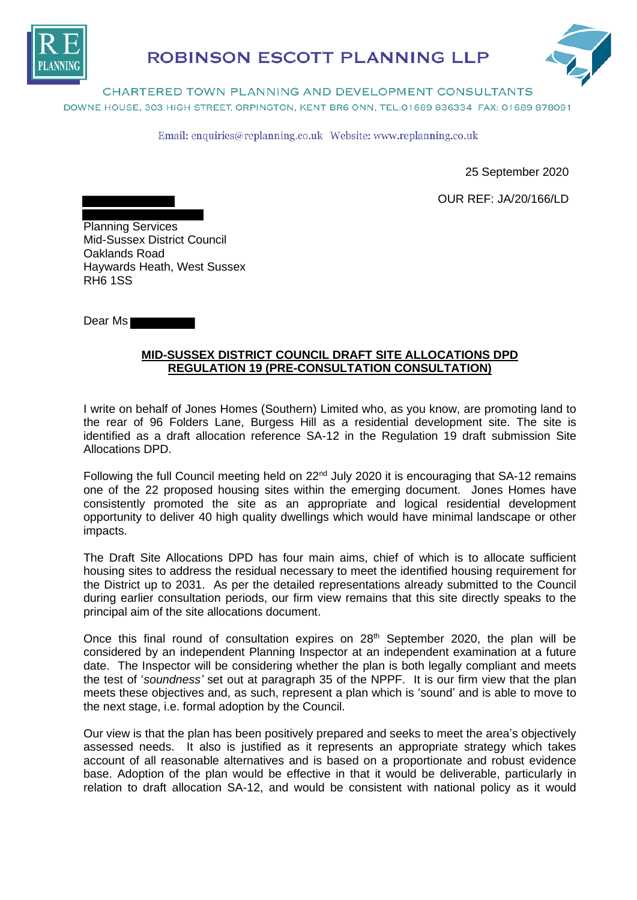**ROBINSON ESCOTT PLANNING LLP**

CHARTERED TOWN PLANNING AND DEVELOPMENT CONSULTANTS

DOWNE HOUSE, 303 HIGH STREET, ORPINGTON, KENT BR6 0NN, TEL:01689 836334 FAX: 01689 878091

Email: enquiries@replanning.co.uk Website: www.replanning.co.uk

25 September 2020

OUR REF: JA/20/166/LD

Planning Services
Mid-Sussex District Council
Oaklands Road
Haywards Heath, West Sussex
RH6 1SS

Dear Ms

**MID-SUSSEX DISTRICT COUNCIL DRAFT SITE ALLOCATIONS DPD REGULATION 19 (PRE-CONSULTATION CONSULTATION)**

I write on behalf of Jones Homes (Southern) Limited who, as you know, are promoting land to the rear of 96 Folders Lane, Burgess Hill as a residential development site. The site is identified as a draft allocation reference SA-12 in the Regulation 19 draft submission Site Allocations DPD.

Following the full Council meeting held on 22nd July 2020 it is encouraging that SA-12 remains one of the 22 proposed housing sites within the emerging document. Jones Homes have consistently promoted the site as an appropriate and logical residential development opportunity to deliver 40 high quality dwellings which would have minimal landscape or other impacts.

The Draft Site Allocations DPD has four main aims, chief of which is to allocate sufficient housing sites to address the residual necessary to meet the identified housing requirement for the District up to 2031. As per the detailed representations already submitted to the Council during earlier consultation periods, our firm view remains that this site directly speaks to the principal aim of the site allocations document.

Once this final round of consultation expires on 28th September 2020, the plan will be considered by an independent Planning Inspector at an independent examination at a future date. The Inspector will be considering whether the plan is both legally compliant and meets the test of '*soundness'* set out at paragraph 35 of the NPPF. It is our firm view that the plan meets these objectives and, as such, represent a plan which is 'sound' and is able to move to the next stage, i.e. formal adoption by the Council.

Our view is that the plan has been positively prepared and seeks to meet the area's objectively assessed needs. It also is justified as it represents an appropriate strategy which takes account of all reasonable alternatives and is based on a proportionate and robust evidence base. Adoption of the plan would be effective in that it would be deliverable, particularly in relation to draft allocation SA-12, and would be consistent with national policy as it would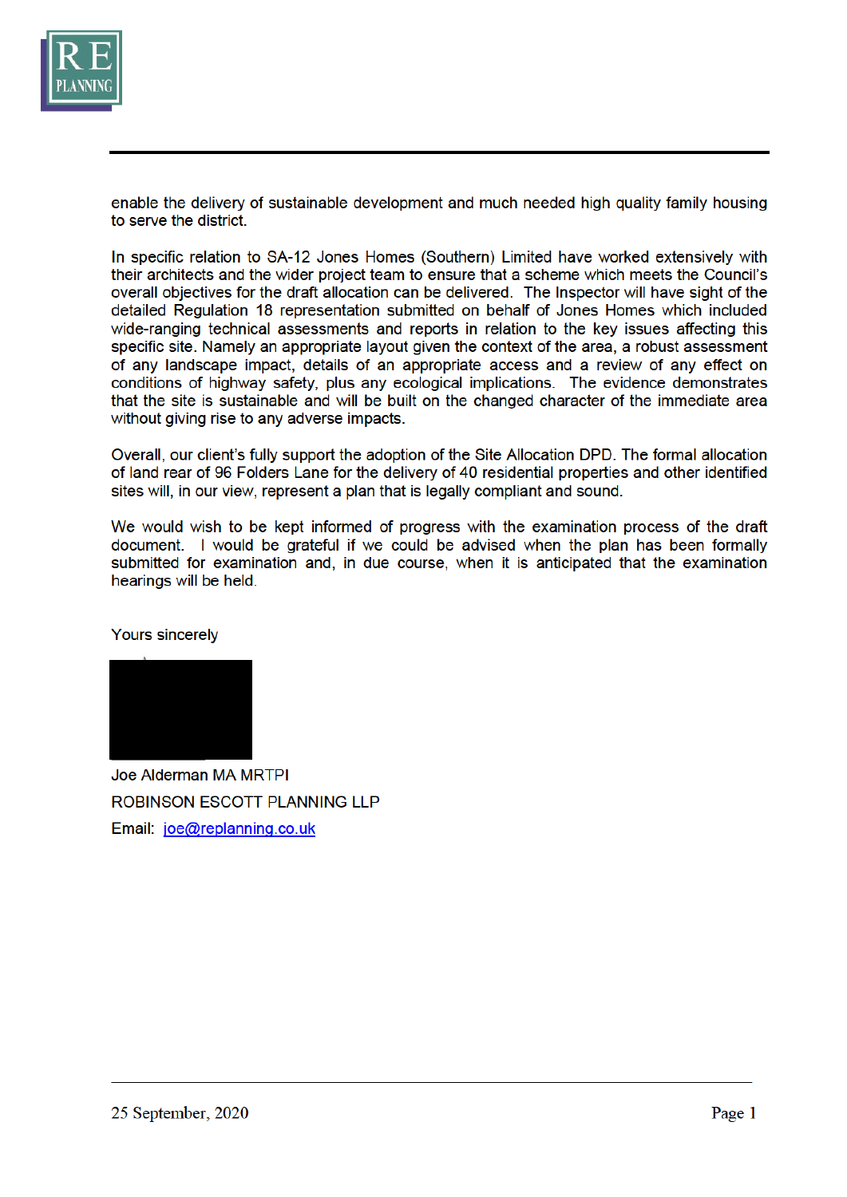enable the delivery of sustainable development and much needed high quality family housing to serve the district.

In specific relation to SA-12 Jones Homes (Southern) Limited have worked extensively with their architects and the wider project team to ensure that a scheme which meets the Council's overall objectives for the draft allocation can be delivered. The Inspector will have sight of the detailed Regulation 18 representation submitted on behalf of Jones Homes which included wide-ranging technical assessments and reports in relation to the key issues affecting this specific site. Namely an appropriate layout given the context of the area, a robust assessment of any landscape impact, details of an appropriate access and a review of any effect on conditions of highway safety, plus any ecological implications. The evidence demonstrates that the site is sustainable and will be built on the changed character of the immediate area without giving rise to any adverse impacts.

Overall, our client's fully support the adoption of the Site Allocation DPD. The formal allocation of land rear of 96 Folders Lane for the delivery of 40 residential properties and other identified sites will, in our view, represent a plan that is legally compliant and sound.

We would wish to be kept informed of progress with the examination process of the draft document. I would be grateful if we could be advised when the plan has been formally submitted for examination and, in due course, when it is anticipated that the examination hearings will be held.

Yours sincerely

Joe Alderman MA MRTPI

ROBINSON ESCOTT PLANNING LLP

Email: [joe@replanning.co.uk](mailto:joe@replanning.co.uk)

25 September, 2020